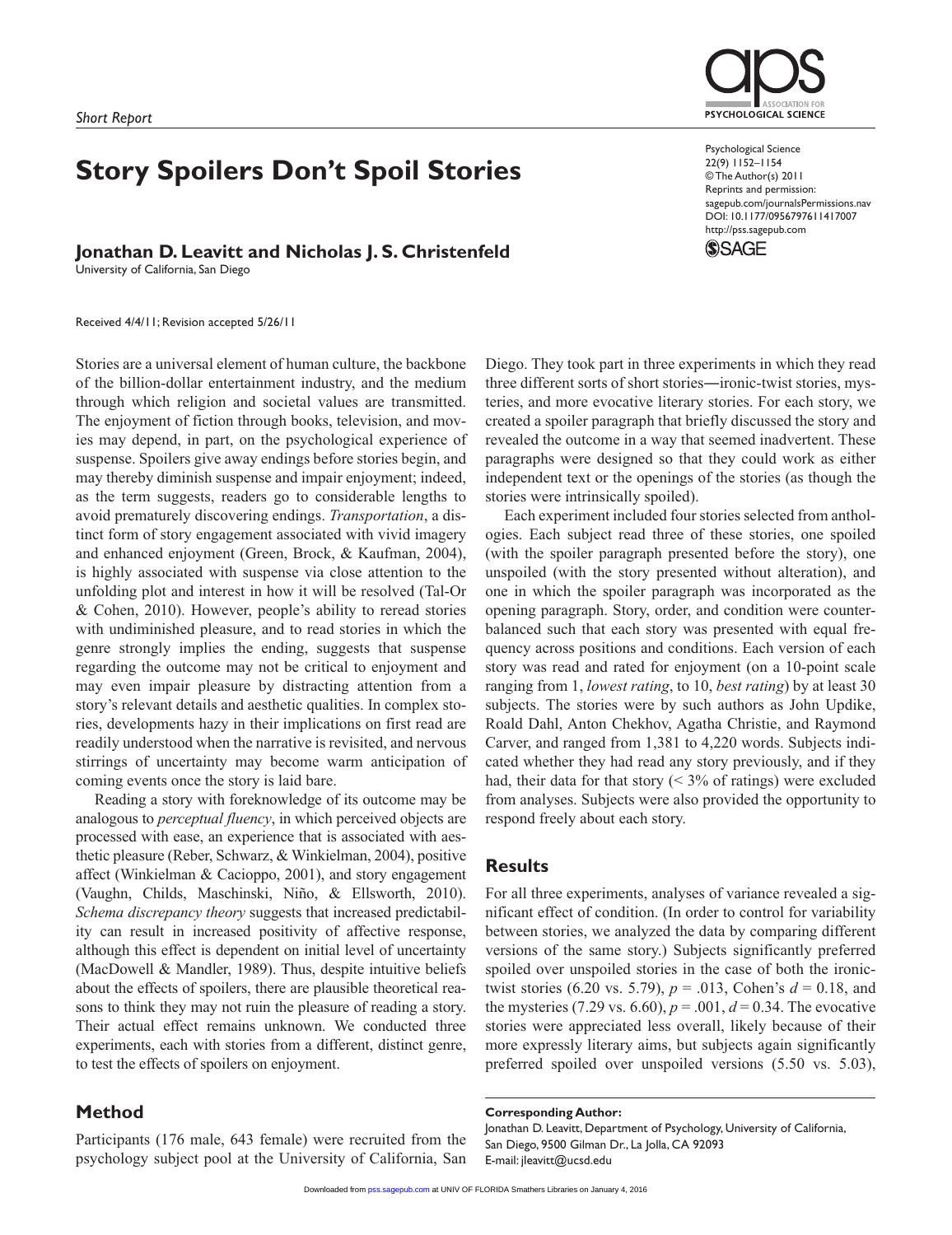*Short Report*

# Story Spoilers Don't Spoil Stories

**Jonathan D. Leavitt and Nicholas J. S. Christenfeld**
University of California, San Diego

Received 4/4/11; Revision accepted 5/26/11

Stories are a universal element of human culture, the backbone of the billion-dollar entertainment industry, and the medium through which religion and societal values are transmitted. The enjoyment of fiction through books, television, and movies may depend, in part, on the psychological experience of suspense. Spoilers give away endings before stories begin, and may thereby diminish suspense and impair enjoyment; indeed, as the term suggests, readers go to considerable lengths to avoid prematurely discovering endings. *Transportation*, a distinct form of story engagement associated with vivid imagery and enhanced enjoyment (Green, Brock, & Kaufman, 2004), is highly associated with suspense via close attention to the unfolding plot and interest in how it will be resolved (Tal-Or & Cohen, 2010). However, people's ability to reread stories with undiminished pleasure, and to read stories in which the genre strongly implies the ending, suggests that suspense regarding the outcome may not be critical to enjoyment and may even impair pleasure by distracting attention from a story's relevant details and aesthetic qualities. In complex stories, developments hazy in their implications on first read are readily understood when the narrative is revisited, and nervous stirrings of uncertainty may become warm anticipation of coming events once the story is laid bare.

Reading a story with foreknowledge of its outcome may be analogous to *perceptual fluency*, in which perceived objects are processed with ease, an experience that is associated with aesthetic pleasure (Reber, Schwarz, & Winkielman, 2004), positive affect (Winkielman & Cacioppo, 2001), and story engagement (Vaughn, Childs, Maschinski, Niño, & Ellsworth, 2010). *Schema discrepancy theory* suggests that increased predictability can result in increased positivity of affective response, although this effect is dependent on initial level of uncertainty (MacDowell & Mandler, 1989). Thus, despite intuitive beliefs about the effects of spoilers, there are plausible theoretical reasons to think they may not ruin the pleasure of reading a story. Their actual effect remains unknown. We conducted three experiments, each with stories from a different, distinct genre, to test the effects of spoilers on enjoyment.

## Method

Participants (176 male, 643 female) were recruited from the psychology subject pool at the University of California, San Diego. They took part in three experiments in which they read three different sorts of short stories—ironic-twist stories, mysteries, and more evocative literary stories. For each story, we created a spoiler paragraph that briefly discussed the story and revealed the outcome in a way that seemed inadvertent. These paragraphs were designed so that they could work as either independent text or the openings of the stories (as though the stories were intrinsically spoiled).

Each experiment included four stories selected from anthologies. Each subject read three of these stories, one spoiled (with the spoiler paragraph presented before the story), one unspoiled (with the story presented without alteration), and one in which the spoiler paragraph was incorporated as the opening paragraph. Story, order, and condition were counterbalanced such that each story was presented with equal frequency across positions and conditions. Each version of each story was read and rated for enjoyment (on a 10-point scale ranging from 1, *lowest rating*, to 10, *best rating*) by at least 30 subjects. The stories were by such authors as John Updike, Roald Dahl, Anton Chekhov, Agatha Christie, and Raymond Carver, and ranged from 1,381 to 4,220 words. Subjects indicated whether they had read any story previously, and if they had, their data for that story (< 3% of ratings) were excluded from analyses. Subjects were also provided the opportunity to respond freely about each story.

## Results

For all three experiments, analyses of variance revealed a significant effect of condition. (In order to control for variability between stories, we analyzed the data by comparing different versions of the same story.) Subjects significantly preferred spoiled over unspoiled stories in the case of both the ironic-twist stories (6.20 vs. 5.79), $p = .013$, Cohen's $d = 0.18$, and the mysteries (7.29 vs. 6.60), $p = .001$, $d = 0.34$. The evocative stories were appreciated less overall, likely because of their more expressly literary aims, but subjects again significantly preferred spoiled over unspoiled versions (5.50 vs. 5.03),

**Corresponding Author:**
Jonathan D. Leavitt, Department of Psychology, University of California, San Diego, 9500 Gilman Dr., La Jolla, CA 92093
E-mail: jleavitt@ucsd.edu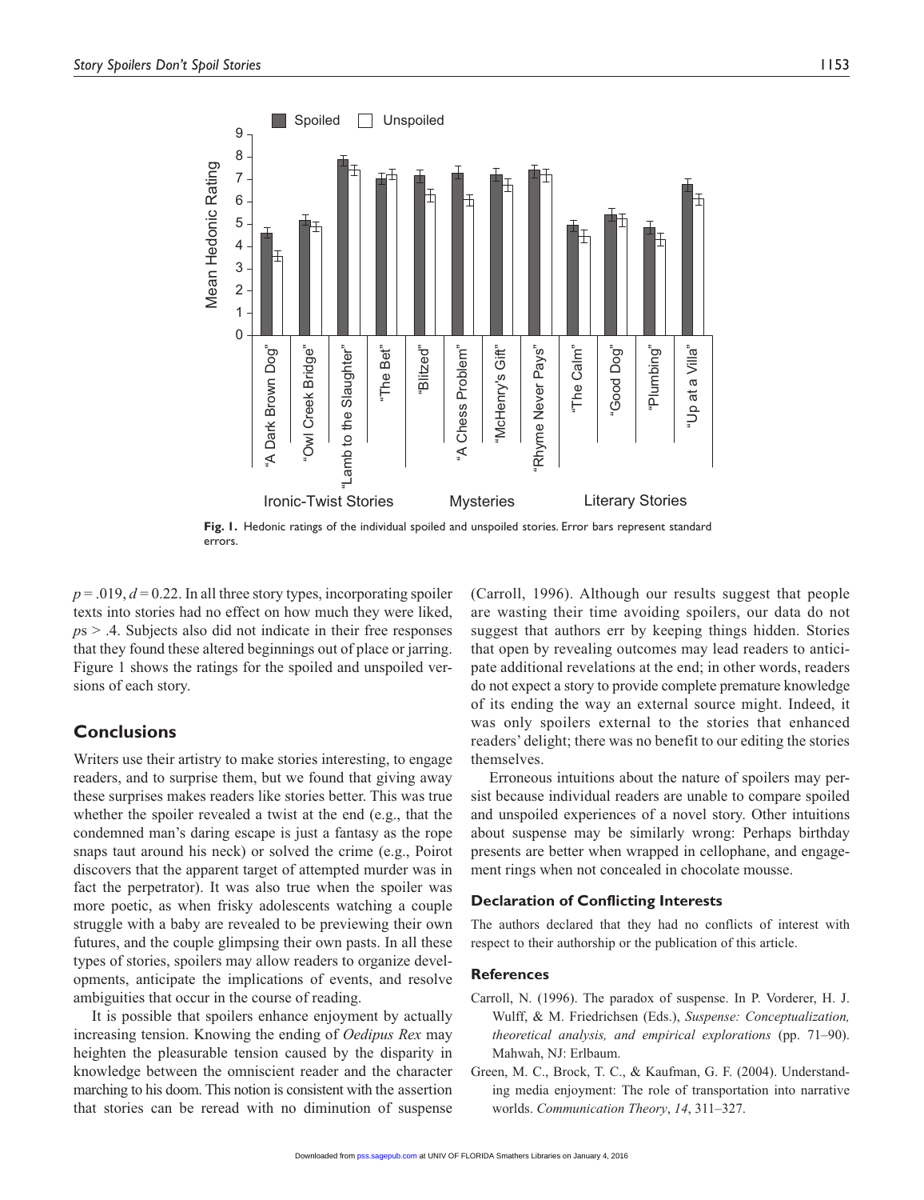Spoiled Unspoiled

9
8
7
6
5
4
3
2
1
0

Mean Hedonic Rating

"A Dark Brown Dog"
"Owl Creek Bridge"
"Lamb to the Slaughter"
"The Bet"
"Blitzed"
"A Chess Problem"
"McHenry's Gift"
"Rhyme Never Pays"
"The Calm"
"Good Dog"
"Plumbing"
"Up at a Villa"

Ironic-Twist Stories Mysteries Literary Stories

**Fig. 1.** Hedonic ratings of the individual spoiled and unspoiled stories. Error bars represent standard errors.

$p = .019$, $d = 0.22$. In all three story types, incorporating spoiler texts into stories had no effect on how much they were liked, $p$s $> .4$. Subjects also did not indicate in their free responses that they found these altered beginnings out of place or jarring. Figure 1 shows the ratings for the spoiled and unspoiled versions of each story.

## Conclusions

Writers use their artistry to make stories interesting, to engage readers, and to surprise them, but we found that giving away these surprises makes readers like stories better. This was true whether the spoiler revealed a twist at the end (e.g., that the condemned man's daring escape is just a fantasy as the rope snaps taut around his neck) or solved the crime (e.g., Poirot discovers that the apparent target of attempted murder was in fact the perpetrator). It was also true when the spoiler was more poetic, as when frisky adolescents watching a couple struggle with a baby are revealed to be previewing their own futures, and the couple glimpsing their own pasts. In all these types of stories, spoilers may allow readers to organize developments, anticipate the implications of events, and resolve ambiguities that occur in the course of reading.

It is possible that spoilers enhance enjoyment by actually increasing tension. Knowing the ending of *Oedipus Rex* may heighten the pleasurable tension caused by the disparity in knowledge between the omniscient reader and the character marching to his doom. This notion is consistent with the assertion that stories can be reread with no diminution of suspense (Carroll, 1996). Although our results suggest that people are wasting their time avoiding spoilers, our data do not suggest that authors err by keeping things hidden. Stories that open by revealing outcomes may lead readers to anticipate additional revelations at the end; in other words, readers do not expect a story to provide complete premature knowledge of its ending the way an external source might. Indeed, it was only spoilers external to the stories that enhanced readers' delight; there was no benefit to our editing the stories themselves.

Erroneous intuitions about the nature of spoilers may persist because individual readers are unable to compare spoiled and unspoiled experiences of a novel story. Other intuitions about suspense may be similarly wrong: Perhaps birthday presents are better when wrapped in cellophane, and engagement rings when not concealed in chocolate mousse.

### Declaration of Conflicting Interests

The authors declared that they had no conflicts of interest with respect to their authorship or the publication of this article.

### References

Carroll, N. (1996). The paradox of suspense. In P. Vorderer, H. J. Wulff, & M. Friedrichsen (Eds.), *Suspense: Conceptualization, theoretical analysis, and empirical explorations* (pp. 71–90). Mahwah, NJ: Erlbaum.

Green, M. C., Brock, T. C., & Kaufman, G. F. (2004). Understanding media enjoyment: The role of transportation into narrative worlds. *Communication Theory*, *14*, 311–327.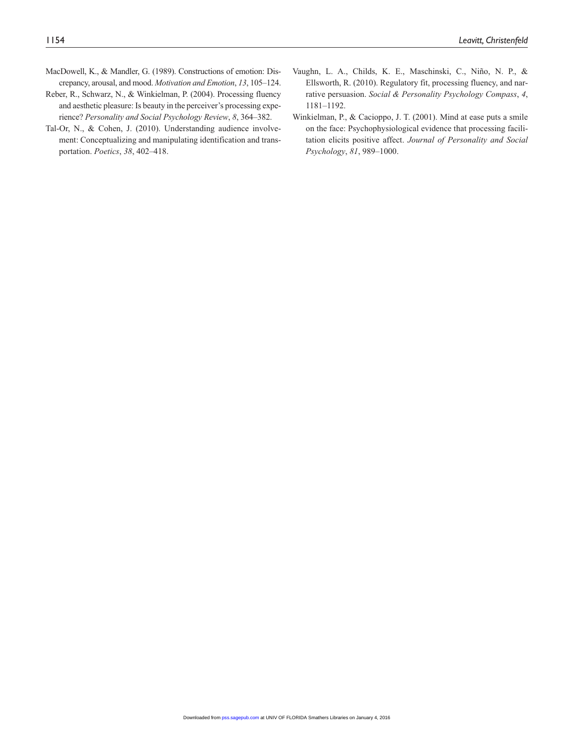MacDowell, K., & Mandler, G. (1989). Constructions of emotion: Discrepancy, arousal, and mood. *Motivation and Emotion*, *13*, 105–124.

Reber, R., Schwarz, N., & Winkielman, P. (2004). Processing fluency and aesthetic pleasure: Is beauty in the perceiver's processing experience? *Personality and Social Psychology Review*, *8*, 364–382.

Tal-Or, N., & Cohen, J. (2010). Understanding audience involvement: Conceptualizing and manipulating identification and transportation. *Poetics*, *38*, 402–418.

Vaughn, L. A., Childs, K. E., Maschinski, C., Niño, N. P., & Ellsworth, R. (2010). Regulatory fit, processing fluency, and narrative persuasion. *Social & Personality Psychology Compass*, *4*, 1181–1192.

Winkielman, P., & Cacioppo, J. T. (2001). Mind at ease puts a smile on the face: Psychophysiological evidence that processing facilitation elicits positive affect. *Journal of Personality and Social Psychology*, *81*, 989–1000.